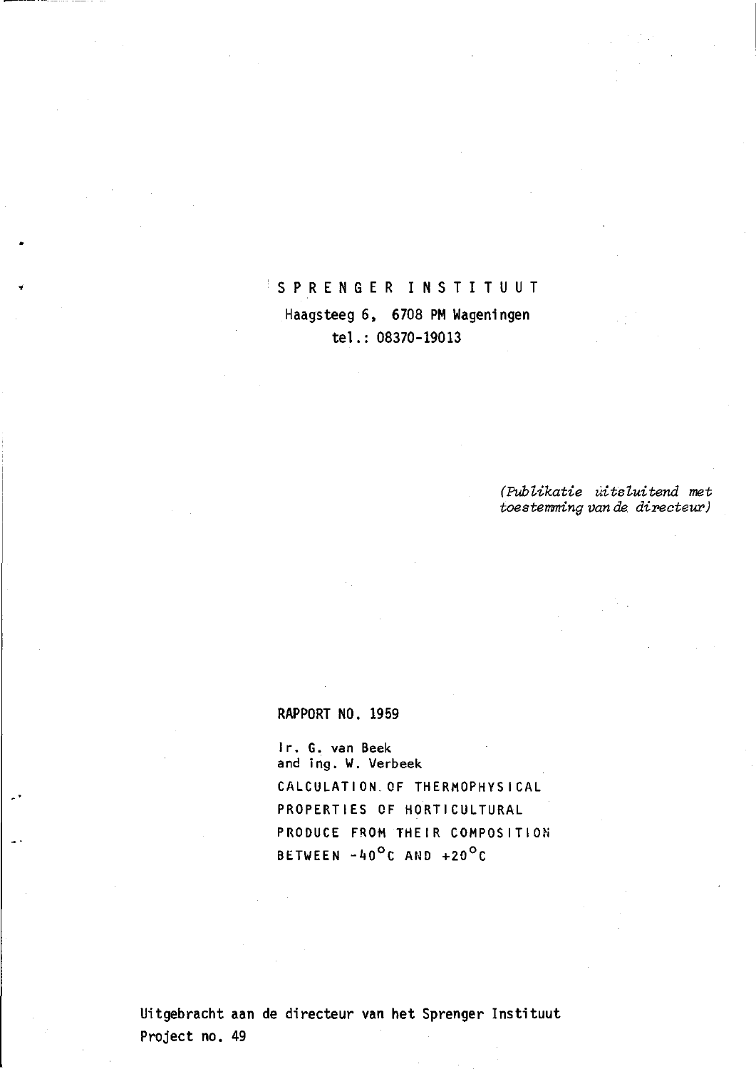# S P R E N G E R   I N S T I T U U T

Haagsteeg 6, 6708 PM Wageningen
tel.: 08370-19013

*(Publikatie uitsluitend met toestemming van de directeur)*

RAPPORT NO. 1959

Ir. G. van Beek
and ing. W. Verbeek

**CALCULATION OF THERMOPHYSICAL PROPERTIES OF HORTICULTURAL PRODUCE FROM THEIR COMPOSITION BETWEEN -40°C AND +20°C**

Uitgebracht aan de directeur van het Sprenger Instituut
Project no. 49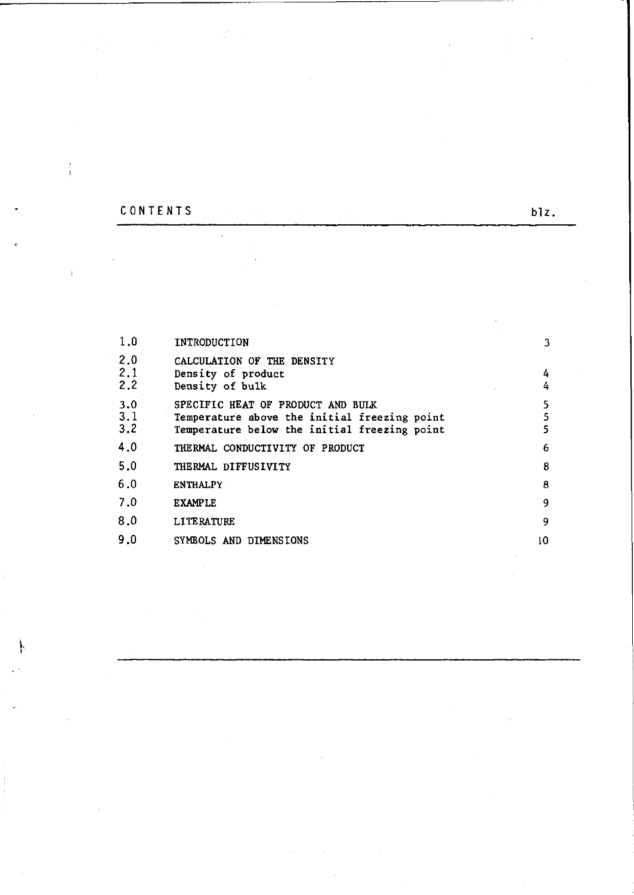# CONTENTS

| | | blz. |
|---|---|---|
| 1.0 | INTRODUCTION | 3 |
| 2.0 | CALCULATION OF THE DENSITY | |
| 2.1 | Density of product | 4 |
| 2.2 | Density of bulk | 4 |
| 3.0 | SPECIFIC HEAT OF PRODUCT AND BULK | 5 |
| 3.1 | Temperature above the initial freezing point | 5 |
| 3.2 | Temperature below the initial freezing point | 5 |
| 4.0 | THERMAL CONDUCTIVITY OF PRODUCT | 6 |
| 5.0 | THERMAL DIFFUSIVITY | 8 |
| 6.0 | ENTHALPY | 8 |
| 7.0 | EXAMPLE | 9 |
| 8.0 | LITERATURE | 9 |
| 9.0 | SYMBOLS AND DIMENSIONS | 10 |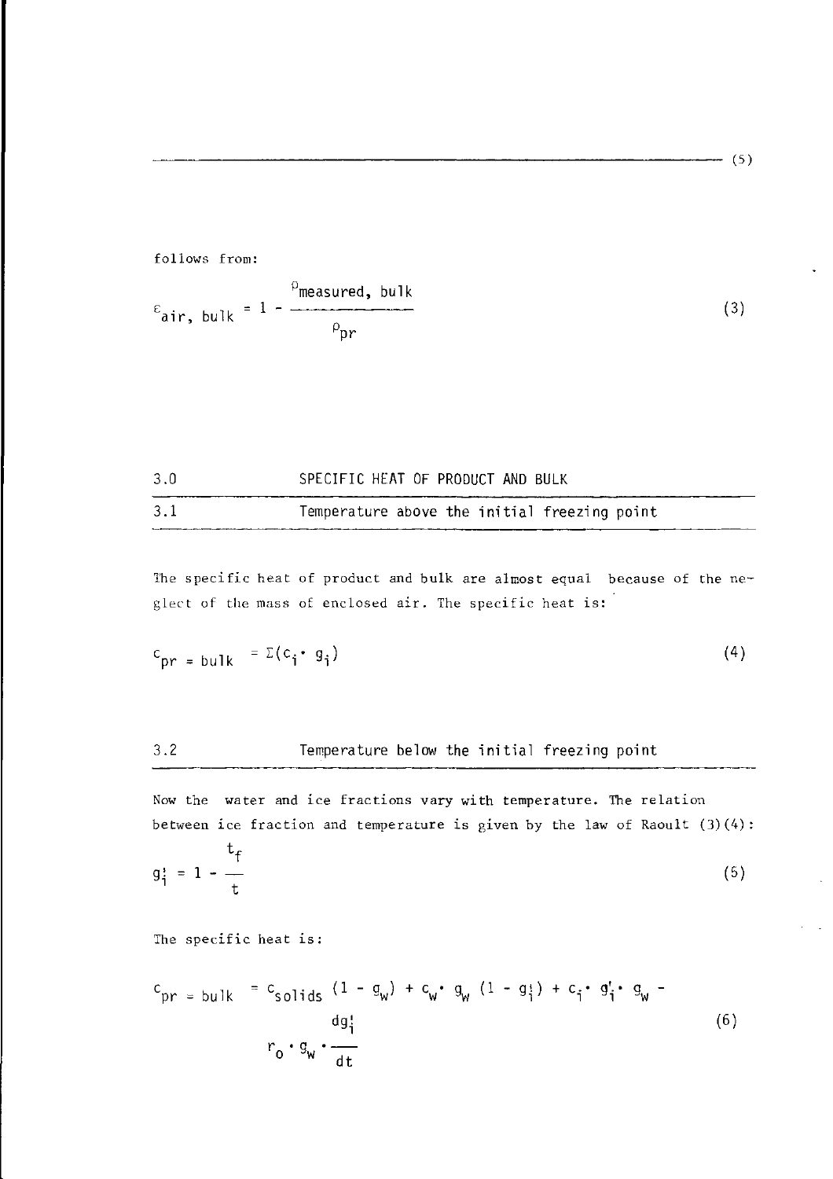follows from:

$$\varepsilon_{air,\ bulk} = 1 - \frac{\rho_{measured,\ bulk}}{\rho_{pr}} \tag{3}$$

## 3.0 SPECIFIC HEAT OF PRODUCT AND BULK

### 3.1 Temperature above the initial freezing point

The specific heat of product and bulk are almost equal because of the neglect of the mass of enclosed air. The specific heat is:

$$c_{pr\ =\ bulk} = \Sigma(c_i \cdot g_i) \tag{4}$$

### 3.2 Temperature below the initial freezing point

Now the water and ice fractions vary with temperature. The relation between ice fraction and temperature is given by the law of Raoult (3)(4):

$$g_i' = 1 - \frac{t_f}{t} \tag{5}$$

The specific heat is:

$$c_{pr\ =\ bulk} = c_{solids}\,(1 - g_w) + c_w \cdot g_w\,(1 - g_i') + c_i \cdot g_i' \cdot g_w - r_o \cdot g_w \cdot \frac{dg_i'}{dt} \tag{6}$$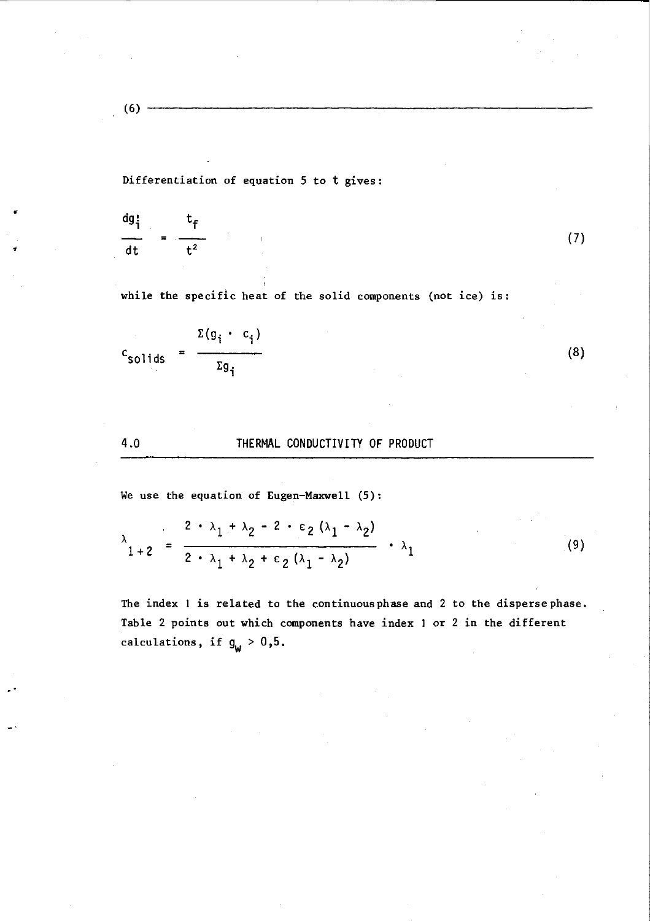(6) 

Differentiation of equation 5 to t gives:

$$\frac{dg_i'}{dt} = \frac{t_f}{t^2} \tag{7}$$

while the specific heat of the solid components (not ice) is:

$$c_{solids} = \frac{\Sigma(g_i \cdot c_i)}{\Sigma g_i} \tag{8}$$

## 4.0 THERMAL CONDUCTIVITY OF PRODUCT

We use the equation of Eugen-Maxwell (5):

$$\lambda_{1+2} = \frac{2 \cdot \lambda_1 + \lambda_2 - 2 \cdot \varepsilon_2 (\lambda_1 - \lambda_2)}{2 \cdot \lambda_1 + \lambda_2 + \varepsilon_2 (\lambda_1 - \lambda_2)} \cdot \lambda_1 \tag{9}$$

The index 1 is related to the continuous phase and 2 to the disperse phase. Table 2 points out which components have index 1 or 2 in the different calculations, if $g_w > 0{,}5$.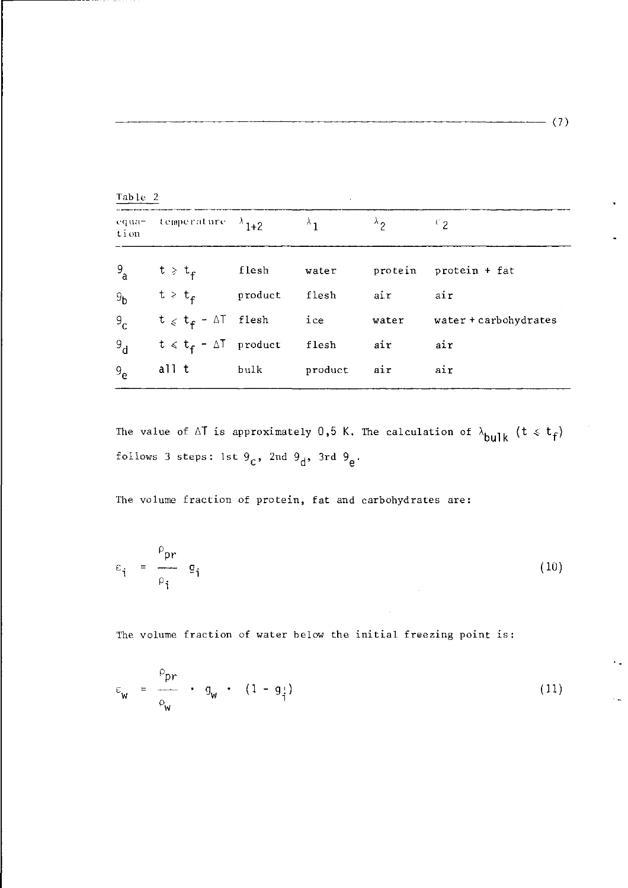Table 2

| equation | temperature | $\lambda_{1+2}$ | $\lambda_1$ | $\lambda_2$ | $\varepsilon_2$ |
|---|---|---|---|---|---|
| $9_a$ | $t \geq t_f$ | flesh | water | protein | protein + fat |
| $9_b$ | $t > t_f$ | product | flesh | air | air |
| $9_c$ | $t \leq t_f - \Delta T$ | flesh | ice | water | water + carbohydrates |
| $9_d$ | $t \leq t_f - \Delta T$ | product | flesh | air | air |
| $9_e$ | all t | bulk | product | air | air |

The value of $\Delta T$ is approximately 0,5 K. The calculation of $\lambda_{bulk}$ $(t \leq t_f)$ follows 3 steps: 1st $9_c$, 2nd $9_d$, 3rd $9_e$.

The volume fraction of protein, fat and carbohydrates are:

$$\varepsilon_i = \frac{\rho_{pr}}{\rho_i} g_i \tag{10}$$

The volume fraction of water below the initial freezing point is:

$$\varepsilon_w = \frac{\rho_{pr}}{\rho_w} \cdot g_w \cdot (1 - g_i') \tag{11}$$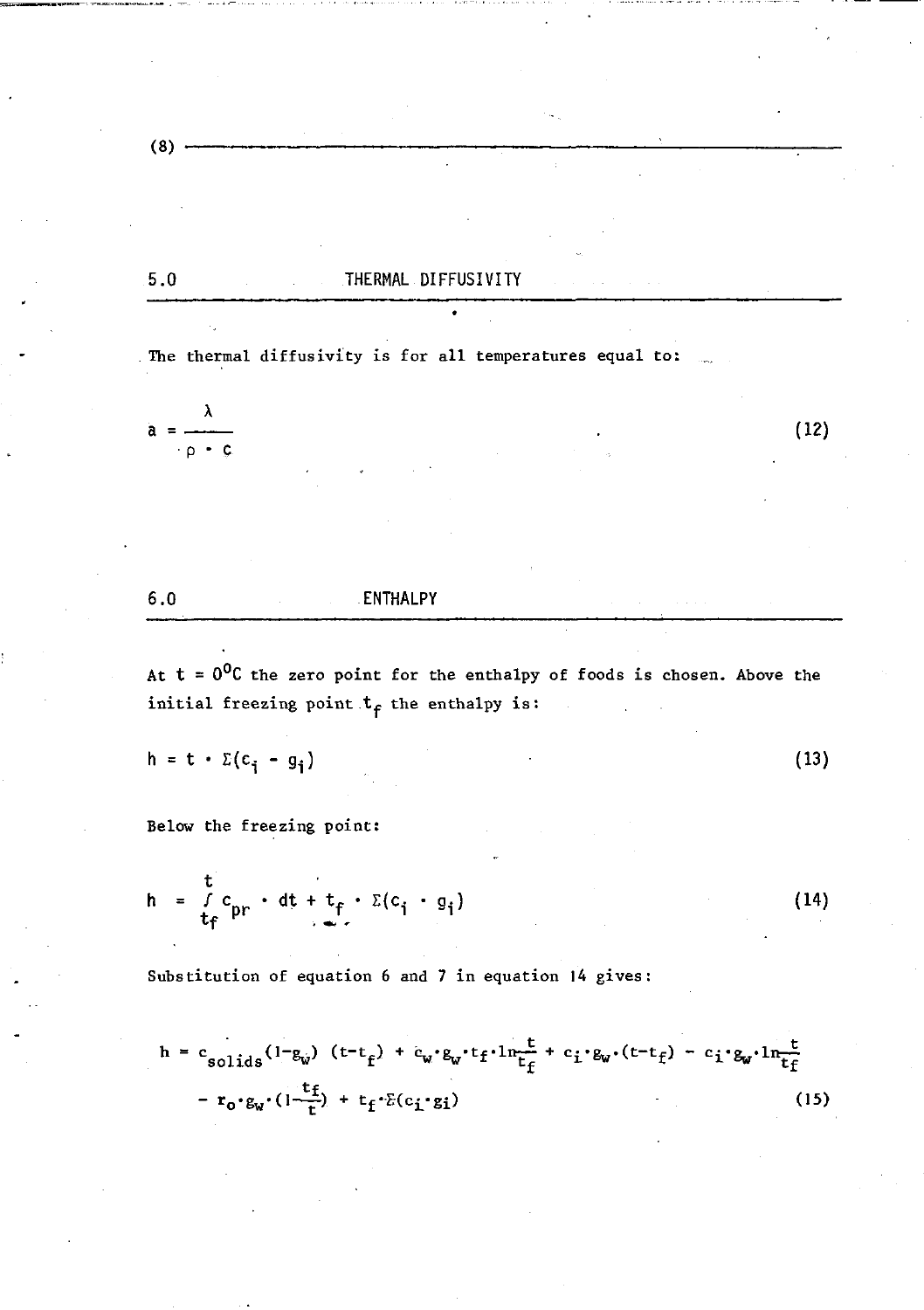## 5.0 THERMAL DIFFUSIVITY

The thermal diffusivity is for all temperatures equal to:

$$a = \frac{\lambda}{\rho \cdot c} \tag{12}$$

## 6.0 ENTHALPY

At $t = 0^{\circ}C$ the zero point for the enthalpy of foods is chosen. Above the initial freezing point $t_f$ the enthalpy is:

$$h = t \cdot \Sigma(c_i - g_i) \tag{13}$$

Below the freezing point:

$$h = \int_{t_f}^{t} c_{pr} \cdot dt + t_f \cdot \Sigma(c_i \cdot g_i) \tag{14}$$

Substitution of equation 6 and 7 in equation 14 gives:

$$h = c_{solids}(1-g_w)\,(t-t_f) + c_w \cdot g_w \cdot t_f \cdot \ln\frac{t}{t_f} + c_i \cdot g_w \cdot (t-t_f) - c_i \cdot g_w \cdot \ln\frac{t}{t_f}$$
$$- r_o \cdot g_w \cdot \left(1-\frac{t_f}{t}\right) + t_f \cdot \Sigma(c_i \cdot g_i) \tag{15}$$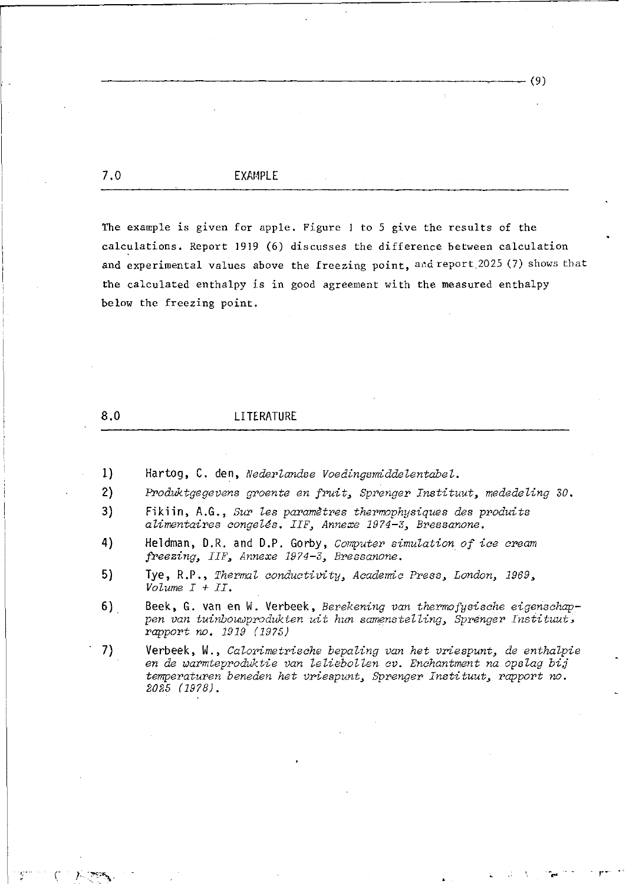## 7.0 EXAMPLE

The example is given for apple. Figure 1 to 5 give the results of the calculations. Report 1919 (6) discusses the difference between calculation and experimental values above the freezing point, and report 2025 (7) shows that the calculated enthalpy is in good agreement with the measured enthalpy below the freezing point.

## 8.0 LITERATURE

1) Hartog, C. den, *Nederlandse Voedingsmiddelentabel.*
2) *Produktgegevens groente en fruit, Sprenger Instituut, mededeling 30.*
3) Fikiin, A.G., *Sur les paramètres thermophysiques des produits alimentaires congelés. IIF, Annexe 1974-3, Bressanone.*
4) Heldman, D.R. and D.P. Gorby, *Computer simulation of ice cream freezing, IIF, Annexe 1974-3, Bressanone.*
5) Tye, R.P., *Thermal conductivity, Academic Press, London, 1969, Volume I + II.*
6) Beek, G. van en W. Verbeek, *Berekening van thermofysische eigenschappen van tuinbouwprodukten uit hun samenstelling, Sprenger Instituut, rapport no. 1919 (1975)*
7) Verbeek, W., *Calorimetrische bepaling van het vriespunt, de enthalpie en de warmteproduktie van leliebollen cv. Enchantment na opslag bij temperaturen beneden het vriespunt, Sprenger Instituut, rapport no. 2025 (1978).*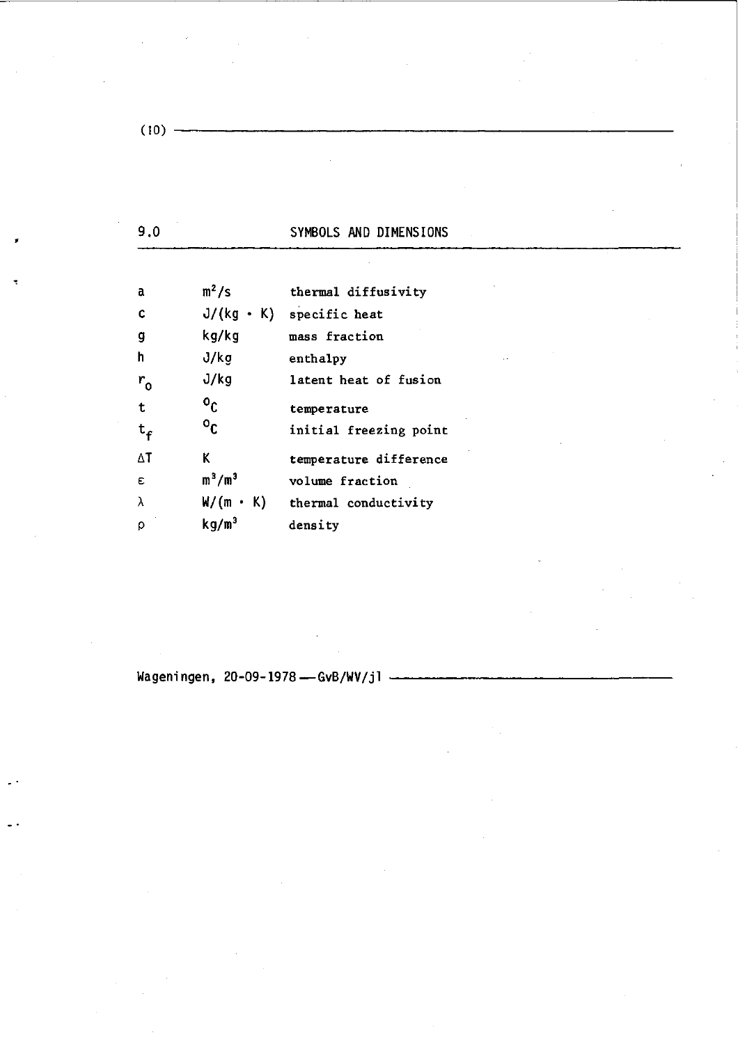## 9.0 SYMBOLS AND DIMENSIONS

| | | |
|---|---|---|
| $a$ | $m^2/s$ | thermal diffusivity |
| $c$ | $J/(kg \cdot K)$ | specific heat |
| $g$ | $kg/kg$ | mass fraction |
| $h$ | $J/kg$ | enthalpy |
| $r_o$ | $J/kg$ | latent heat of fusion |
| $t$ | $^oC$ | temperature |
| $t_f$ | $^oC$ | initial freezing point |
| $\Delta T$ | $K$ | temperature difference |
| $\varepsilon$ | $m^3/m^3$ | volume fraction |
| $\lambda$ | $W/(m \cdot K)$ | thermal conductivity |
| $\rho$ | $kg/m^3$ | density |

Wageningen, 20-09-1978 — GvB/WV/jl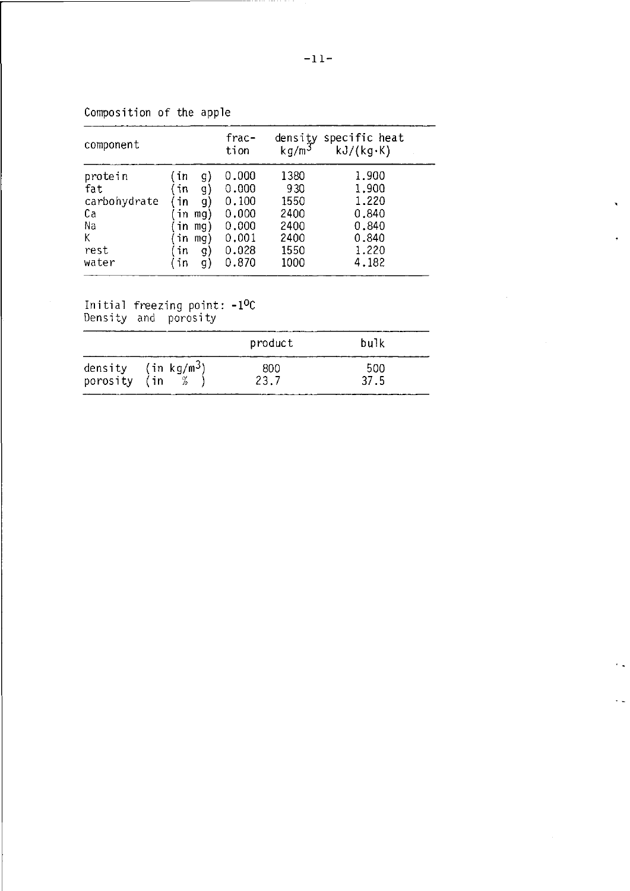Composition of the apple

| component | | fraction | density $kg/m^3$ | specific heat $kJ/(kg \cdot K)$ |
|---|---|---|---|---|
| protein | (in g) | 0.000 | 1380 | 1.900 |
| fat | (in g) | 0.000 | 930 | 1.900 |
| carbohydrate | (in g) | 0.100 | 1550 | 1.220 |
| Ca | (in mg) | 0.000 | 2400 | 0.840 |
| Na | (in mg) | 0.000 | 2400 | 0.840 |
| K | (in mg) | 0.001 | 2400 | 0.840 |
| rest | (in g) | 0.028 | 1550 | 1.220 |
| water | (in g) | 0.870 | 1000 | 4.182 |

Initial freezing point: -1°C

Density and porosity

| | product | bulk |
|---|---|---|
| density (in $kg/m^3$) | 800 | 500 |
| porosity (in % ) | 23.7 | 37.5 |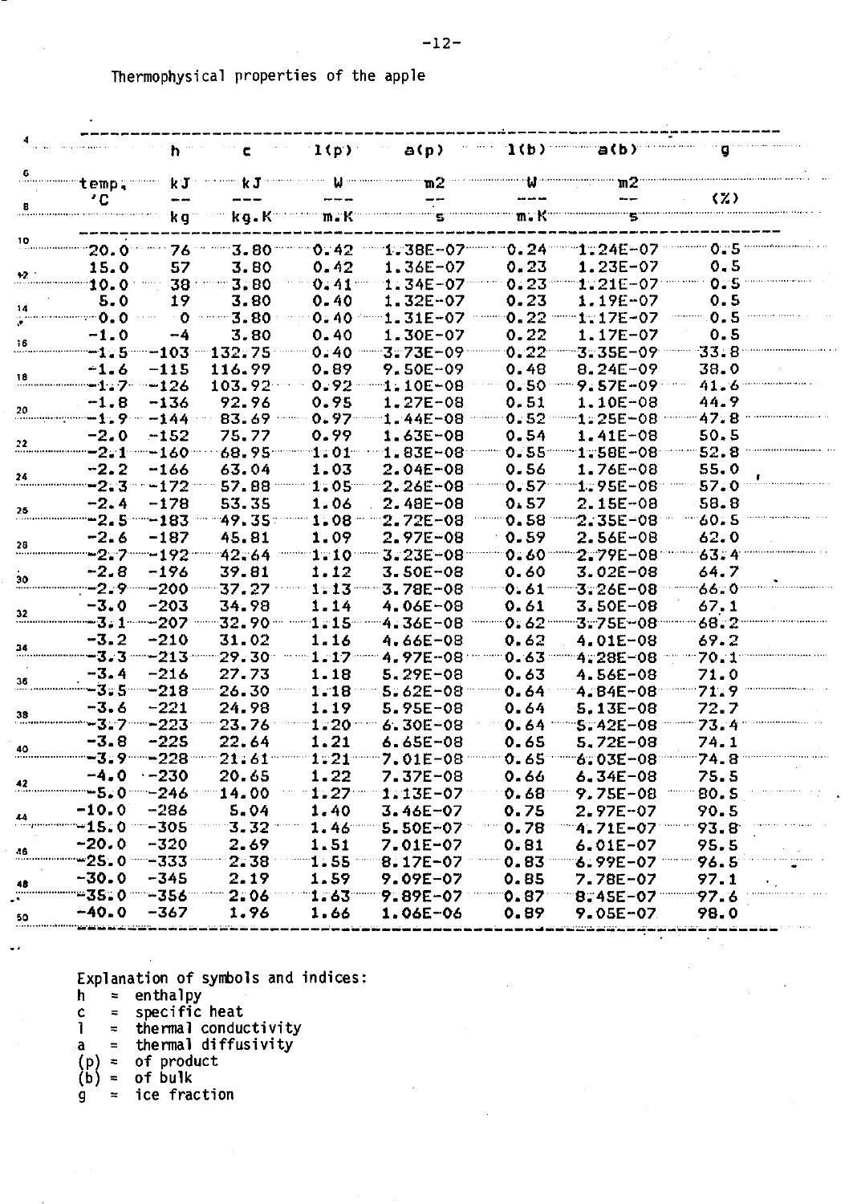Thermophysical properties of the apple

| temp. °C | h kJ/kg | c kJ/kg.K | l(p) W/m.K | a(p) m2/s | l(b) W/m.K | a(b) m2/s | g (%) |
|---|---|---|---|---|---|---|---|
| 20.0 | 76 | 3.80 | 0.42 | 1.38E-07 | 0.24 | 1.24E-07 | 0.5 |
| 15.0 | 57 | 3.80 | 0.42 | 1.36E-07 | 0.23 | 1.23E-07 | 0.5 |
| 10.0 | 38 | 3.80 | 0.41 | 1.34E-07 | 0.23 | 1.21E-07 | 0.5 |
| 5.0 | 19 | 3.80 | 0.40 | 1.32E-07 | 0.23 | 1.19E-07 | 0.5 |
| 0.0 | 0 | 3.80 | 0.40 | 1.31E-07 | 0.22 | 1.17E-07 | 0.5 |
| -1.0 | -4 | 3.80 | 0.40 | 1.30E-07 | 0.22 | 1.17E-07 | 0.5 |
| -1.5 | -103 | 132.75 | 0.40 | 3.73E-09 | 0.22 | 3.35E-09 | 33.8 |
| -1.6 | -115 | 116.99 | 0.89 | 9.50E-09 | 0.48 | 8.24E-09 | 38.0 |
| -1.7 | -126 | 103.92 | 0.92 | 1.10E-08 | 0.50 | 9.57E-09 | 41.6 |
| -1.8 | -136 | 92.96 | 0.95 | 1.27E-08 | 0.51 | 1.10E-08 | 44.9 |
| -1.9 | -144 | 83.69 | 0.97 | 1.44E-08 | 0.52 | 1.25E-08 | 47.8 |
| -2.0 | -152 | 75.77 | 0.99 | 1.63E-08 | 0.54 | 1.41E-08 | 50.5 |
| -2.1 | -160 | 68.95 | 1.01 | 1.83E-08 | 0.55 | 1.58E-08 | 52.8 |
| -2.2 | -166 | 63.04 | 1.03 | 2.04E-08 | 0.56 | 1.76E-08 | 55.0 |
| -2.3 | -172 | 57.88 | 1.05 | 2.26E-08 | 0.57 | 1.95E-08 | 57.0 |
| -2.4 | -178 | 53.35 | 1.06 | 2.48E-08 | 0.57 | 2.15E-08 | 58.8 |
| -2.5 | -183 | 49.35 | 1.08 | 2.72E-08 | 0.58 | 2.35E-08 | 60.5 |
| -2.6 | -187 | 45.81 | 1.09 | 2.97E-08 | 0.59 | 2.56E-08 | 62.0 |
| -2.7 | -192 | 42.64 | 1.10 | 3.23E-08 | 0.60 | 2.79E-08 | 63.4 |
| -2.8 | -196 | 39.81 | 1.12 | 3.50E-08 | 0.60 | 3.02E-08 | 64.7 |
| -2.9 | -200 | 37.27 | 1.13 | 3.78E-08 | 0.61 | 3.26E-08 | 66.0 |
| -3.0 | -203 | 34.98 | 1.14 | 4.06E-08 | 0.61 | 3.50E-08 | 67.1 |
| -3.1 | -207 | 32.90 | 1.15 | 4.36E-08 | 0.62 | 3.75E-08 | 68.2 |
| -3.2 | -210 | 31.02 | 1.16 | 4.66E-08 | 0.62 | 4.01E-08 | 69.2 |
| -3.3 | -213 | 29.30 | 1.17 | 4.97E-08 | 0.63 | 4.28E-08 | 70.1 |
| -3.4 | -216 | 27.73 | 1.18 | 5.29E-08 | 0.63 | 4.56E-08 | 71.0 |
| -3.5 | -218 | 26.30 | 1.18 | 5.62E-08 | 0.64 | 4.84E-08 | 71.9 |
| -3.6 | -221 | 24.98 | 1.19 | 5.95E-08 | 0.64 | 5.13E-08 | 72.7 |
| -3.7 | -223 | 23.76 | 1.20 | 6.30E-08 | 0.64 | 5.42E-08 | 73.4 |
| -3.8 | -225 | 22.64 | 1.21 | 6.65E-08 | 0.65 | 5.72E-08 | 74.1 |
| -3.9 | -228 | 21.61 | 1.21 | 7.01E-08 | 0.65 | 6.03E-08 | 74.8 |
| -4.0 | -230 | 20.65 | 1.22 | 7.37E-08 | 0.66 | 6.34E-08 | 75.5 |
| -5.0 | -246 | 14.00 | 1.27 | 1.13E-07 | 0.68 | 9.75E-08 | 80.5 |
| -10.0 | -286 | 5.04 | 1.40 | 3.46E-07 | 0.75 | 2.97E-07 | 90.5 |
| -15.0 | -305 | 3.32 | 1.46 | 5.50E-07 | 0.78 | 4.71E-07 | 93.8 |
| -20.0 | -320 | 2.69 | 1.51 | 7.01E-07 | 0.81 | 6.01E-07 | 95.5 |
| -25.0 | -333 | 2.38 | 1.55 | 8.17E-07 | 0.83 | 6.99E-07 | 96.5 |
| -30.0 | -345 | 2.19 | 1.59 | 9.09E-07 | 0.85 | 7.78E-07 | 97.1 |
| -35.0 | -356 | 2.06 | 1.63 | 9.89E-07 | 0.87 | 8.45E-07 | 97.6 |
| -40.0 | -367 | 1.96 | 1.66 | 1.06E-06 | 0.89 | 9.05E-07 | 98.0 |

Explanation of symbols and indices:

h = enthalpy
c = specific heat
l = thermal conductivity
a = thermal diffusivity
(p) = of product
(b) = of bulk
g = ice fraction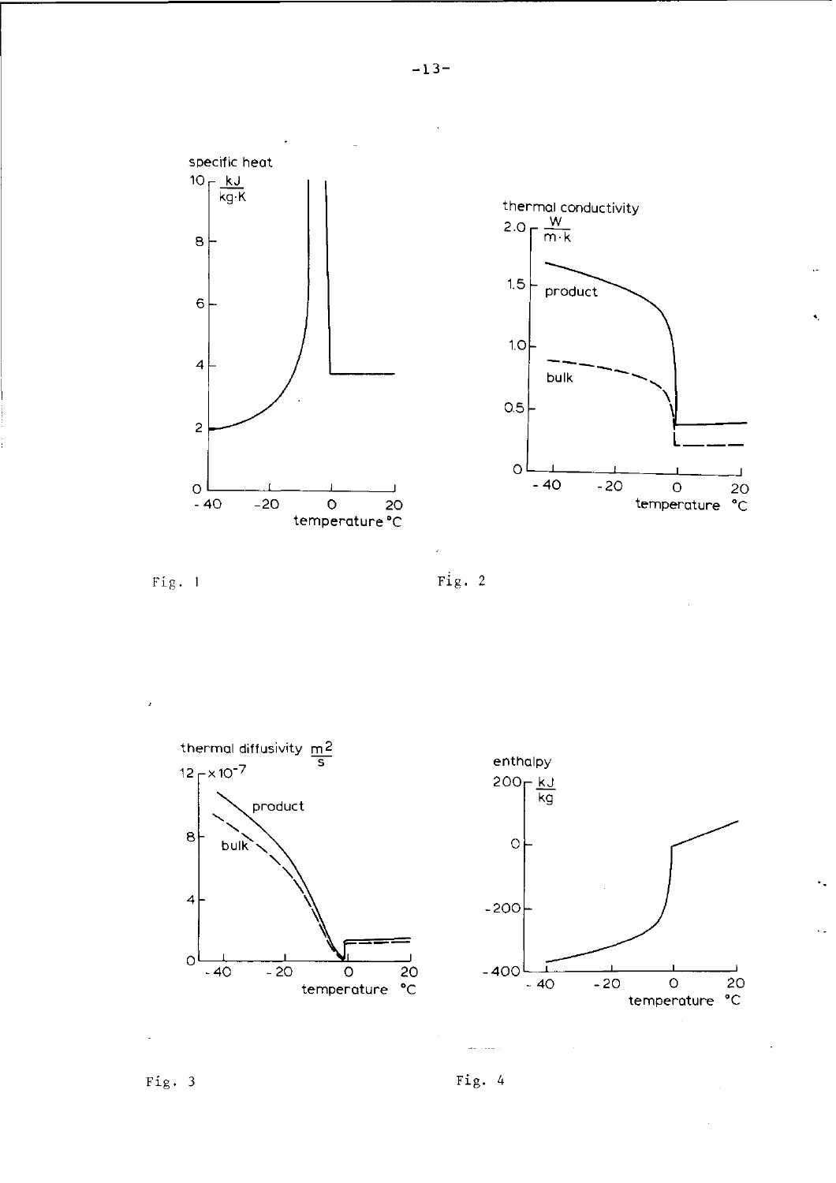Fig. 1

Fig. 2

Fig. 3

Fig. 4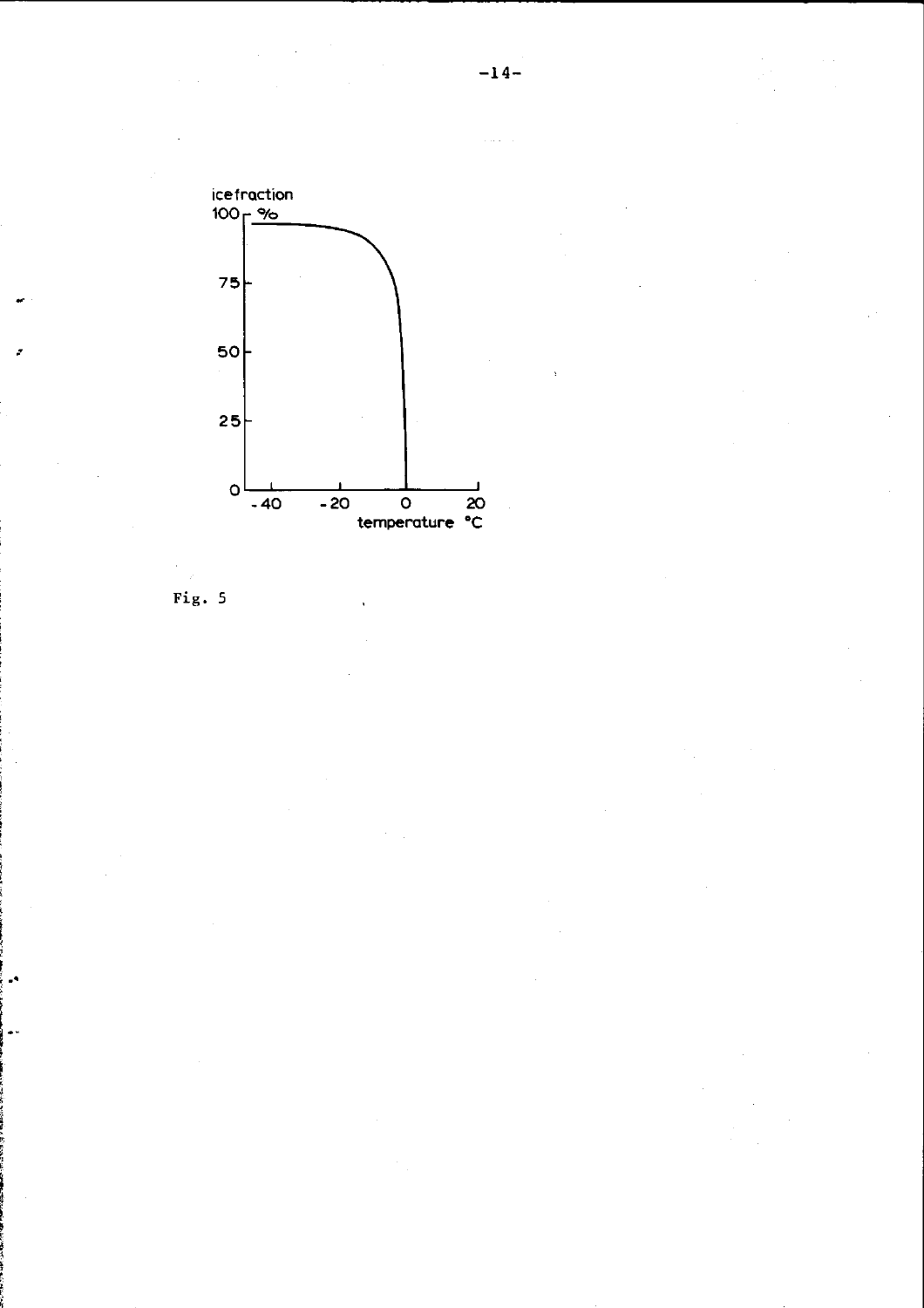icefraction

100 %

75

50

25

0

-40

-20

0

20

temperature °C

Fig. 5